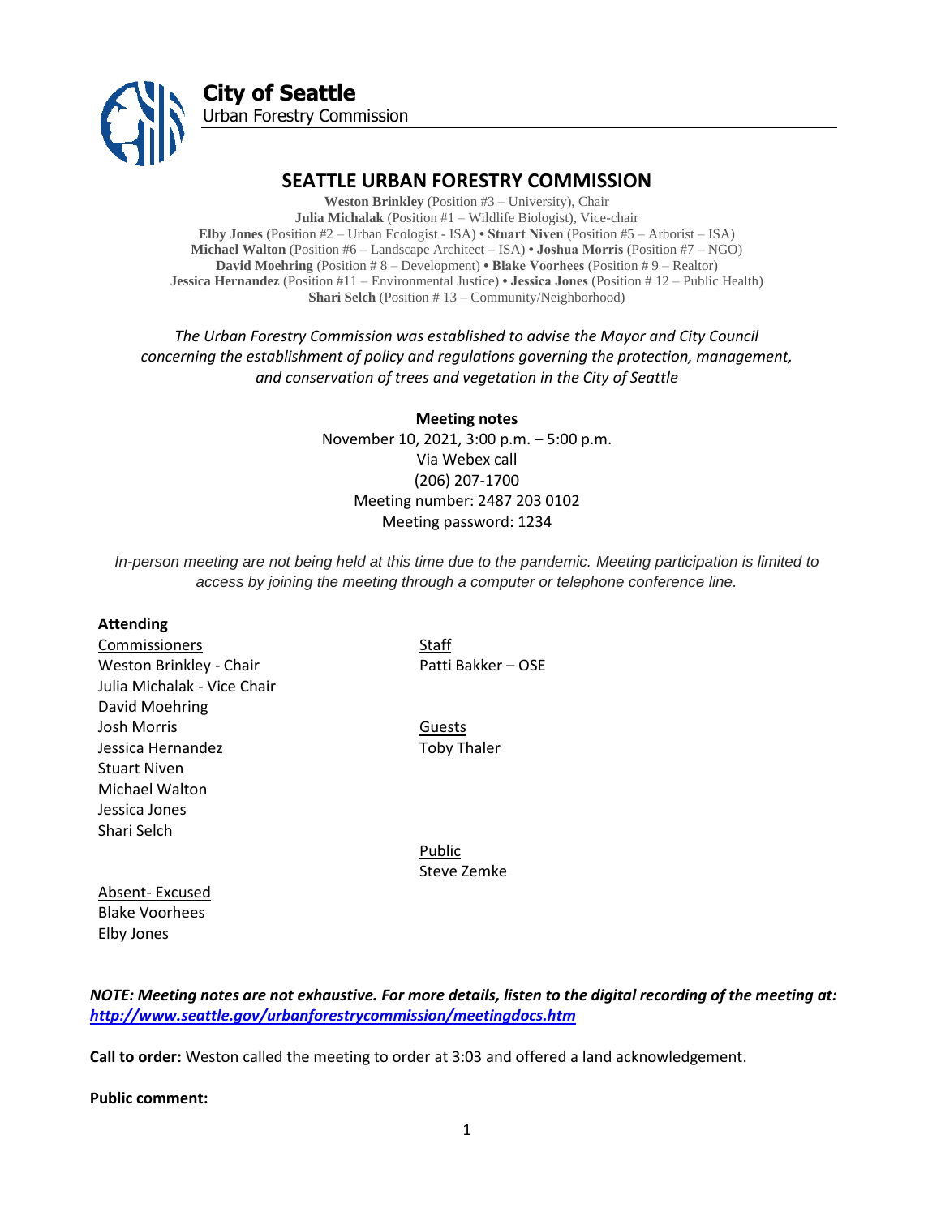**City of Seattle**
Urban Forestry Commission

# SEATTLE URBAN FORESTRY COMMISSION

**Weston Brinkley** (Position #3 – University), Chair
**Julia Michalak** (Position #1 – Wildlife Biologist), Vice-chair
**Elby Jones** (Position #2 – Urban Ecologist - ISA) • **Stuart Niven** (Position #5 – Arborist – ISA)
**Michael Walton** (Position #6 – Landscape Architect – ISA) • **Joshua Morris** (Position #7 – NGO)
**David Moehring** (Position # 8 – Development) • **Blake Voorhees** (Position # 9 – Realtor)
**Jessica Hernandez** (Position #11 – Environmental Justice) • **Jessica Jones** (Position # 12 – Public Health)
**Shari Selch** (Position # 13 – Community/Neighborhood)

*The Urban Forestry Commission was established to advise the Mayor and City Council concerning the establishment of policy and regulations governing the protection, management, and conservation of trees and vegetation in the City of Seattle*

**Meeting notes**
November 10, 2021, 3:00 p.m. – 5:00 p.m.
Via Webex call
(206) 207-1700
Meeting number: 2487 203 0102
Meeting password: 1234

*In-person meeting are not being held at this time due to the pandemic. Meeting participation is limited to access by joining the meeting through a computer or telephone conference line.*

**Attending**

Commissioners
Weston Brinkley - Chair
Julia Michalak - Vice Chair
David Moehring
Josh Morris
Jessica Hernandez
Stuart Niven
Michael Walton
Jessica Jones
Shari Selch

Staff
Patti Bakker – OSE

Guests
Toby Thaler

Public
Steve Zemke

Absent- Excused
Blake Voorhees
Elby Jones

***NOTE: Meeting notes are not exhaustive. For more details, listen to the digital recording of the meeting at: http://www.seattle.gov/urbanforestrycommission/meetingdocs.htm***

**Call to order:** Weston called the meeting to order at 3:03 and offered a land acknowledgement.

**Public comment:**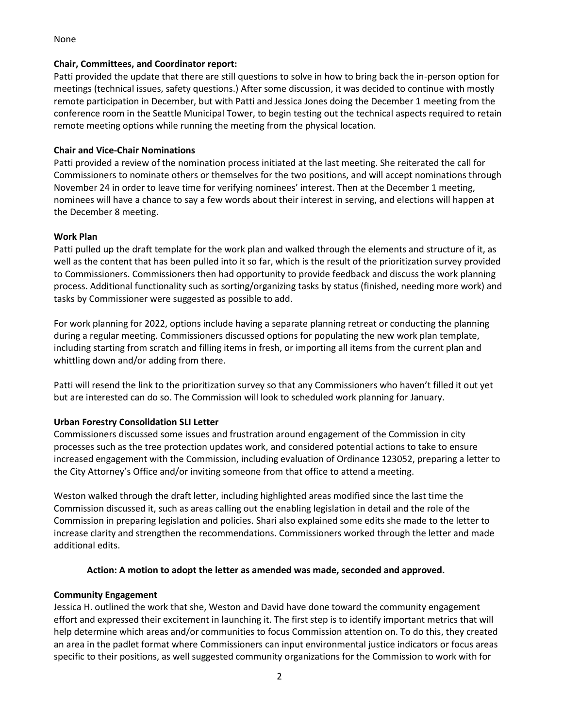None

**Chair, Committees, and Coordinator report:**

Patti provided the update that there are still questions to solve in how to bring back the in-person option for meetings (technical issues, safety questions.) After some discussion, it was decided to continue with mostly remote participation in December, but with Patti and Jessica Jones doing the December 1 meeting from the conference room in the Seattle Municipal Tower, to begin testing out the technical aspects required to retain remote meeting options while running the meeting from the physical location.

**Chair and Vice-Chair Nominations**

Patti provided a review of the nomination process initiated at the last meeting. She reiterated the call for Commissioners to nominate others or themselves for the two positions, and will accept nominations through November 24 in order to leave time for verifying nominees' interest. Then at the December 1 meeting, nominees will have a chance to say a few words about their interest in serving, and elections will happen at the December 8 meeting.

**Work Plan**

Patti pulled up the draft template for the work plan and walked through the elements and structure of it, as well as the content that has been pulled into it so far, which is the result of the prioritization survey provided to Commissioners. Commissioners then had opportunity to provide feedback and discuss the work planning process. Additional functionality such as sorting/organizing tasks by status (finished, needing more work) and tasks by Commissioner were suggested as possible to add.

For work planning for 2022, options include having a separate planning retreat or conducting the planning during a regular meeting. Commissioners discussed options for populating the new work plan template, including starting from scratch and filling items in fresh, or importing all items from the current plan and whittling down and/or adding from there.

Patti will resend the link to the prioritization survey so that any Commissioners who haven't filled it out yet but are interested can do so. The Commission will look to scheduled work planning for January.

**Urban Forestry Consolidation SLI Letter**

Commissioners discussed some issues and frustration around engagement of the Commission in city processes such as the tree protection updates work, and considered potential actions to take to ensure increased engagement with the Commission, including evaluation of Ordinance 123052, preparing a letter to the City Attorney's Office and/or inviting someone from that office to attend a meeting.

Weston walked through the draft letter, including highlighted areas modified since the last time the Commission discussed it, such as areas calling out the enabling legislation in detail and the role of the Commission in preparing legislation and policies. Shari also explained some edits she made to the letter to increase clarity and strengthen the recommendations. Commissioners worked through the letter and made additional edits.

**Action: A motion to adopt the letter as amended was made, seconded and approved.**

**Community Engagement**

Jessica H. outlined the work that she, Weston and David have done toward the community engagement effort and expressed their excitement in launching it. The first step is to identify important metrics that will help determine which areas and/or communities to focus Commission attention on. To do this, they created an area in the padlet format where Commissioners can input environmental justice indicators or focus areas specific to their positions, as well suggested community organizations for the Commission to work with for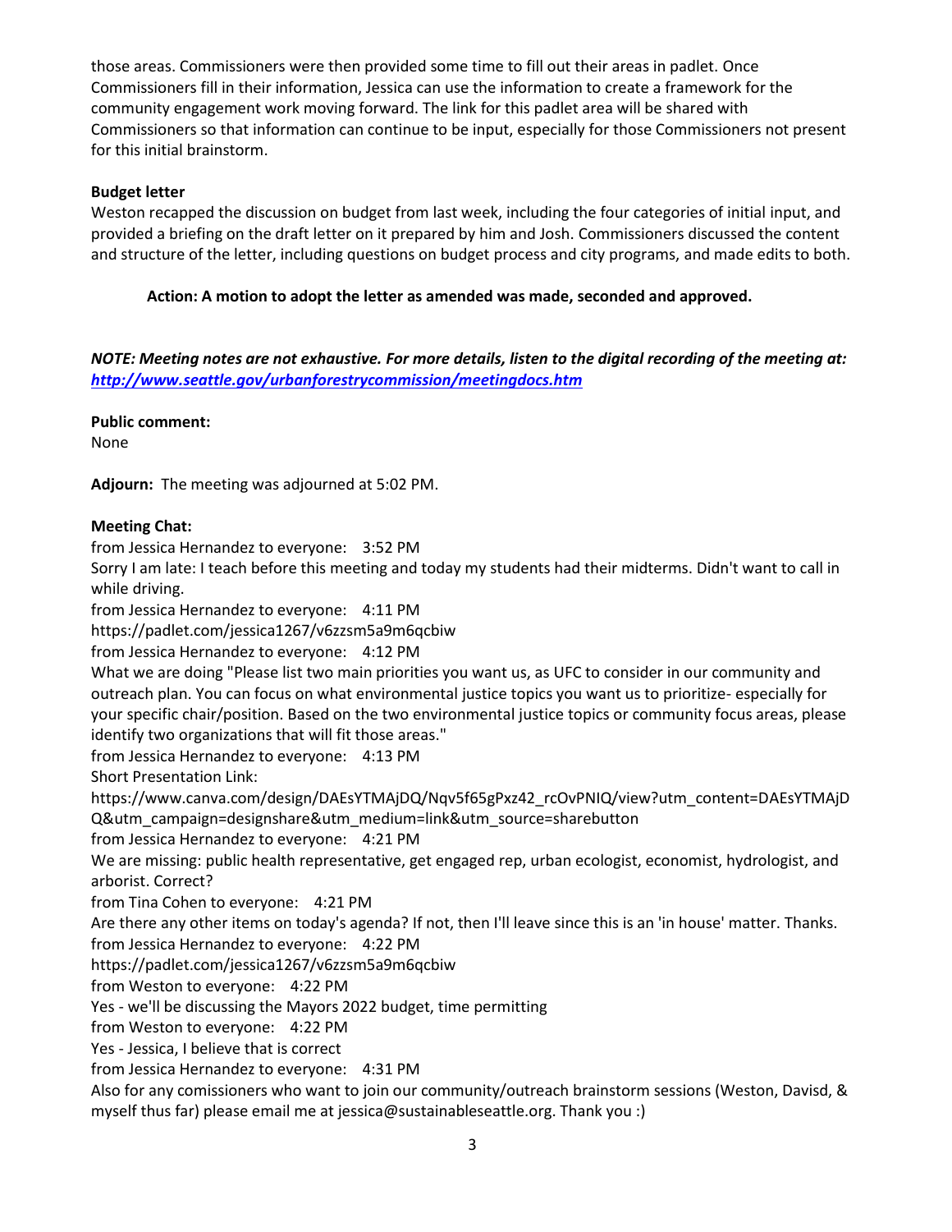those areas. Commissioners were then provided some time to fill out their areas in padlet. Once Commissioners fill in their information, Jessica can use the information to create a framework for the community engagement work moving forward. The link for this padlet area will be shared with Commissioners so that information can continue to be input, especially for those Commissioners not present for this initial brainstorm.

**Budget letter**

Weston recapped the discussion on budget from last week, including the four categories of initial input, and provided a briefing on the draft letter on it prepared by him and Josh. Commissioners discussed the content and structure of the letter, including questions on budget process and city programs, and made edits to both.

> **Action: A motion to adopt the letter as amended was made, seconded and approved.**

***NOTE: Meeting notes are not exhaustive. For more details, listen to the digital recording of the meeting at: [http://www.seattle.gov/urbanforestrycommission/meetingdocs.htm](http://www.seattle.gov/urbanforestrycommission/meetingdocs.htm)***

**Public comment:**
None

**Adjourn:** The meeting was adjourned at 5:02 PM.

**Meeting Chat:**

from Jessica Hernandez to everyone: 3:52 PM
Sorry I am late: I teach before this meeting and today my students had their midterms. Didn't want to call in while driving.
from Jessica Hernandez to everyone: 4:11 PM
https://padlet.com/jessica1267/v6zzsm5a9m6qcbiw
from Jessica Hernandez to everyone: 4:12 PM
What we are doing "Please list two main priorities you want us, as UFC to consider in our community and outreach plan. You can focus on what environmental justice topics you want us to prioritize- especially for your specific chair/position. Based on the two environmental justice topics or community focus areas, please identify two organizations that will fit those areas."
from Jessica Hernandez to everyone: 4:13 PM
Short Presentation Link:
https://www.canva.com/design/DAEsYTMAjDQ/Nqv5f65gPxz42_rcOvPNIQ/view?utm_content=DAEsYTMAjDQ&utm_campaign=designshare&utm_medium=link&utm_source=sharebutton
from Jessica Hernandez to everyone: 4:21 PM
We are missing: public health representative, get engaged rep, urban ecologist, economist, hydrologist, and arborist. Correct?
from Tina Cohen to everyone: 4:21 PM
Are there any other items on today's agenda? If not, then I'll leave since this is an 'in house' matter. Thanks.
from Jessica Hernandez to everyone: 4:22 PM
https://padlet.com/jessica1267/v6zzsm5a9m6qcbiw
from Weston to everyone: 4:22 PM
Yes - we'll be discussing the Mayors 2022 budget, time permitting
from Weston to everyone: 4:22 PM
Yes - Jessica, I believe that is correct
from Jessica Hernandez to everyone: 4:31 PM
Also for any comissioners who want to join our community/outreach brainstorm sessions (Weston, Davisd, & myself thus far) please email me at jessica@sustainableseattle.org. Thank you :)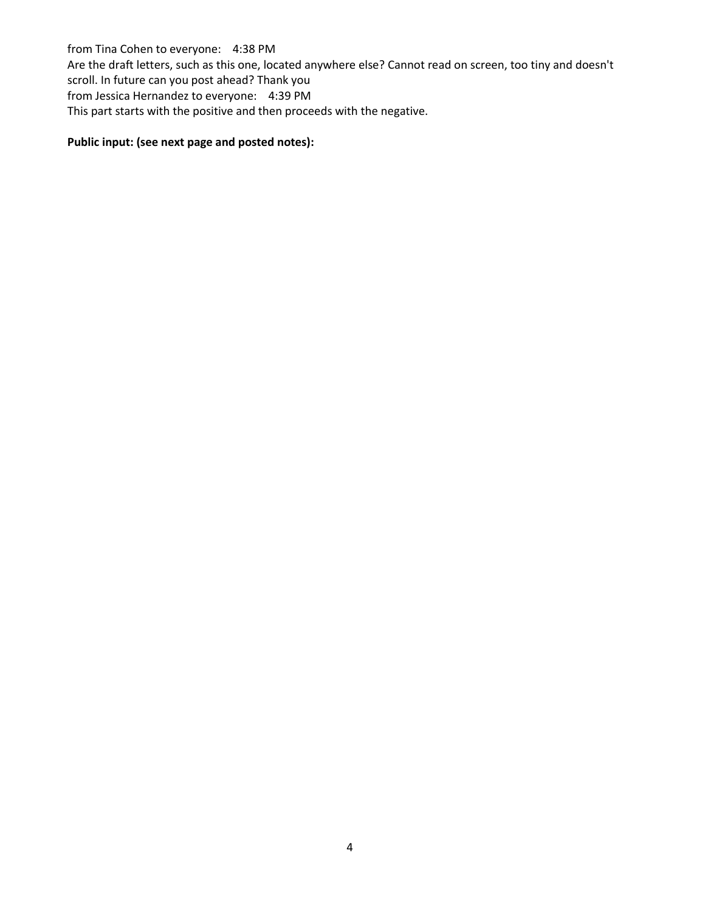from Tina Cohen to everyone: 4:38 PM

Are the draft letters, such as this one, located anywhere else? Cannot read on screen, too tiny and doesn't scroll. In future can you post ahead? Thank you

from Jessica Hernandez to everyone: 4:39 PM

This part starts with the positive and then proceeds with the negative.

**Public input: (see next page and posted notes):**